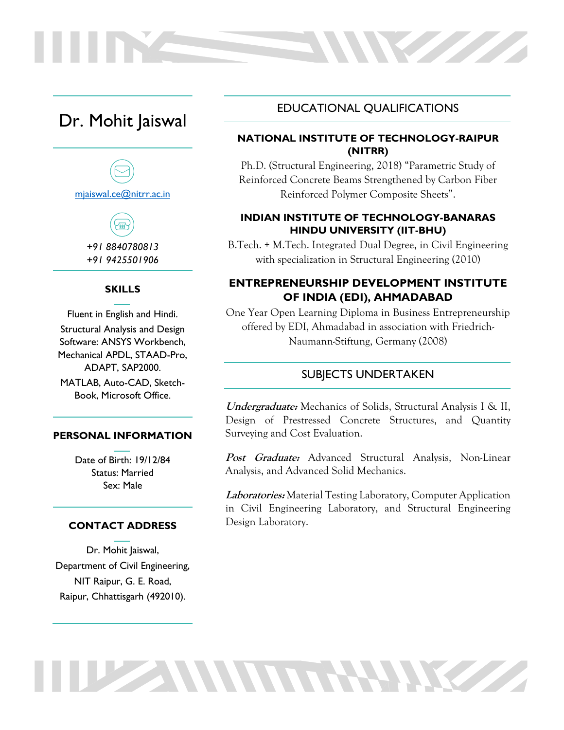# Dr. Mohit Jaiswal

[mjaiswal.ce@nitrr.ac.in](mailto:mjaiswal.ce@nitrr.ac.in)

*+91 8840780813*
*+91 9425501906*

### SKILLS

Fluent in English and Hindi.

Structural Analysis and Design Software: ANSYS Workbench, Mechanical APDL, STAAD-Pro, ADAPT, SAP2000.

MATLAB, Auto-CAD, Sketch-Book, Microsoft Office.

### PERSONAL INFORMATION

Date of Birth: 19/12/84
Status: Married
Sex: Male

### CONTACT ADDRESS

Dr. Mohit Jaiswal,
Department of Civil Engineering,
NIT Raipur, G. E. Road,
Raipur, Chhattisgarh (492010).

## EDUCATIONAL QUALIFICATIONS

### NATIONAL INSTITUTE OF TECHNOLOGY-RAIPUR (NITRR)

Ph.D. (Structural Engineering, 2018) "Parametric Study of Reinforced Concrete Beams Strengthened by Carbon Fiber Reinforced Polymer Composite Sheets".

### INDIAN INSTITUTE OF TECHNOLOGY-BANARAS HINDU UNIVERSITY (IIT-BHU)

B.Tech. + M.Tech. Integrated Dual Degree, in Civil Engineering with specialization in Structural Engineering (2010)

### ENTREPRENEURSHIP DEVELOPMENT INSTITUTE OF INDIA (EDI), AHMADABAD

One Year Open Learning Diploma in Business Entrepreneurship offered by EDI, Ahmadabad in association with Friedrich-Naumann-Stiftung, Germany (2008)

## SUBJECTS UNDERTAKEN

***Undergraduate:*** Mechanics of Solids, Structural Analysis I & II, Design of Prestressed Concrete Structures, and Quantity Surveying and Cost Evaluation.

***Post Graduate:*** Advanced Structural Analysis, Non-Linear Analysis, and Advanced Solid Mechanics.

***Laboratories:*** Material Testing Laboratory, Computer Application in Civil Engineering Laboratory, and Structural Engineering Design Laboratory.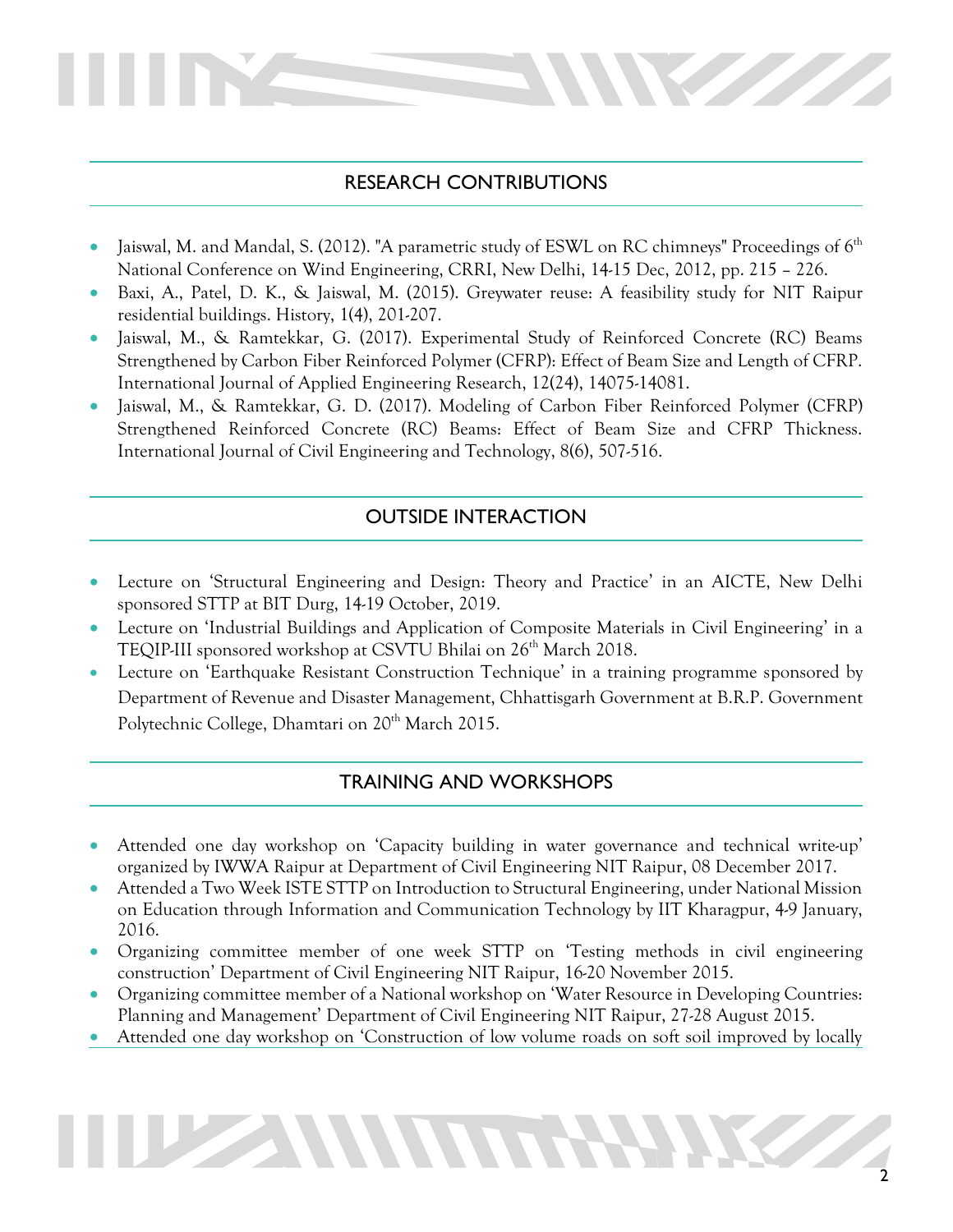## RESEARCH CONTRIBUTIONS

- Jaiswal, M. and Mandal, S. (2012). "A parametric study of ESWL on RC chimneys" Proceedings of 6th National Conference on Wind Engineering, CRRI, New Delhi, 14-15 Dec, 2012, pp. 215 – 226.
- Baxi, A., Patel, D. K., & Jaiswal, M. (2015). Greywater reuse: A feasibility study for NIT Raipur residential buildings. History, 1(4), 201-207.
- Jaiswal, M., & Ramtekkar, G. (2017). Experimental Study of Reinforced Concrete (RC) Beams Strengthened by Carbon Fiber Reinforced Polymer (CFRP): Effect of Beam Size and Length of CFRP. International Journal of Applied Engineering Research, 12(24), 14075-14081.
- Jaiswal, M., & Ramtekkar, G. D. (2017). Modeling of Carbon Fiber Reinforced Polymer (CFRP) Strengthened Reinforced Concrete (RC) Beams: Effect of Beam Size and CFRP Thickness. International Journal of Civil Engineering and Technology, 8(6), 507-516.

## OUTSIDE INTERACTION

- Lecture on 'Structural Engineering and Design: Theory and Practice' in an AICTE, New Delhi sponsored STTP at BIT Durg, 14-19 October, 2019.
- Lecture on 'Industrial Buildings and Application of Composite Materials in Civil Engineering' in a TEQIP-III sponsored workshop at CSVTU Bhilai on 26th March 2018.
- Lecture on 'Earthquake Resistant Construction Technique' in a training programme sponsored by Department of Revenue and Disaster Management, Chhattisgarh Government at B.R.P. Government Polytechnic College, Dhamtari on 20th March 2015.

## TRAINING AND WORKSHOPS

- Attended one day workshop on 'Capacity building in water governance and technical write-up' organized by IWWA Raipur at Department of Civil Engineering NIT Raipur, 08 December 2017.
- Attended a Two Week ISTE STTP on Introduction to Structural Engineering, under National Mission on Education through Information and Communication Technology by IIT Kharagpur, 4-9 January, 2016.
- Organizing committee member of one week STTP on 'Testing methods in civil engineering construction' Department of Civil Engineering NIT Raipur, 16-20 November 2015.
- Organizing committee member of a National workshop on 'Water Resource in Developing Countries: Planning and Management' Department of Civil Engineering NIT Raipur, 27-28 August 2015.
- Attended one day workshop on 'Construction of low volume roads on soft soil improved by locally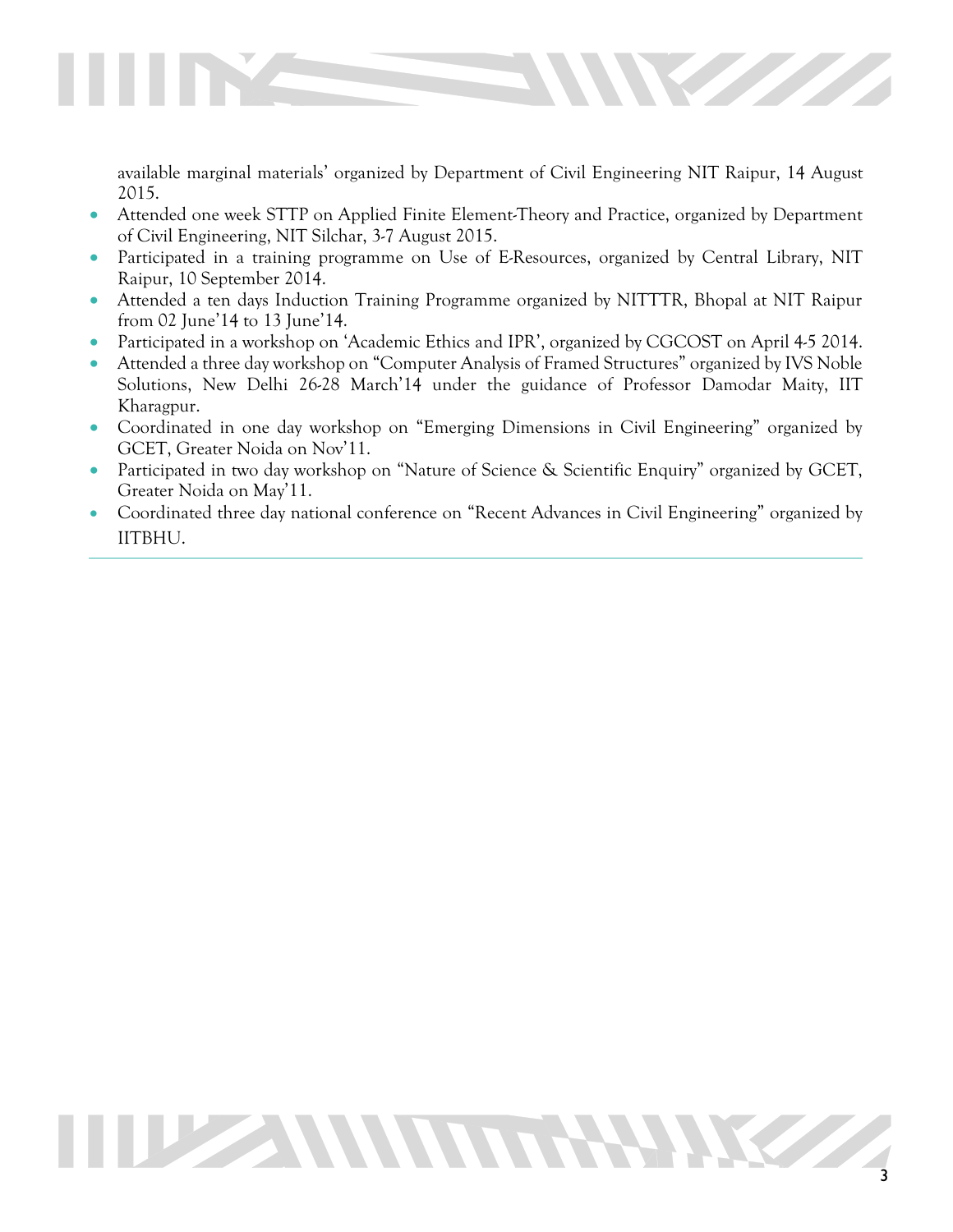available marginal materials' organized by Department of Civil Engineering NIT Raipur, 14 August 2015.

- Attended one week STTP on Applied Finite Element-Theory and Practice, organized by Department of Civil Engineering, NIT Silchar, 3-7 August 2015.
- Participated in a training programme on Use of E-Resources, organized by Central Library, NIT Raipur, 10 September 2014.
- Attended a ten days Induction Training Programme organized by NITTTR, Bhopal at NIT Raipur from 02 June'14 to 13 June'14.
- Participated in a workshop on 'Academic Ethics and IPR', organized by CGCOST on April 4-5 2014.
- Attended a three day workshop on "Computer Analysis of Framed Structures" organized by IVS Noble Solutions, New Delhi 26-28 March'14 under the guidance of Professor Damodar Maity, IIT Kharagpur.
- Coordinated in one day workshop on "Emerging Dimensions in Civil Engineering" organized by GCET, Greater Noida on Nov'11.
- Participated in two day workshop on "Nature of Science & Scientific Enquiry" organized by GCET, Greater Noida on May'11.
- Coordinated three day national conference on "Recent Advances in Civil Engineering" organized by IITBHU.